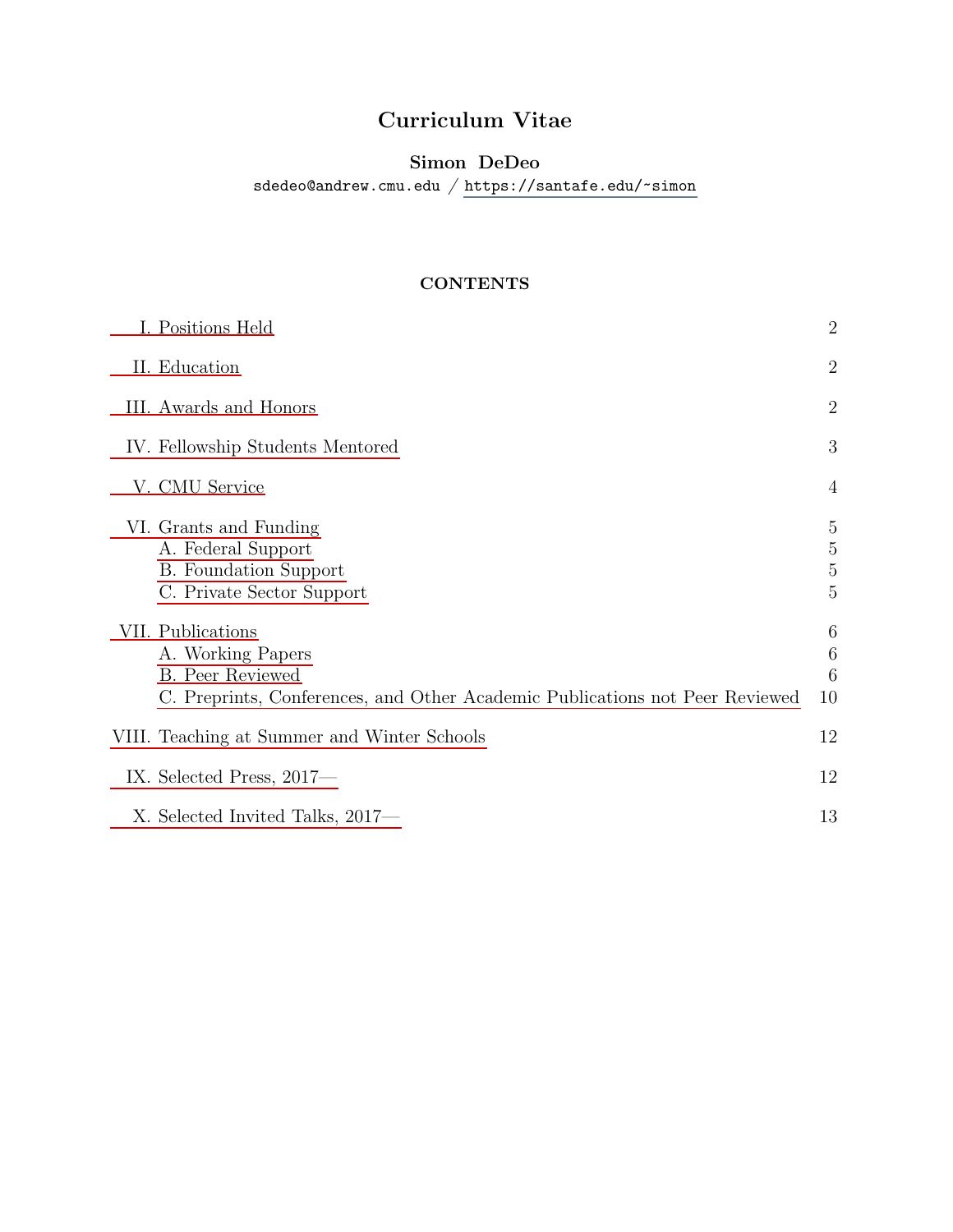# Curriculum Vitae

**Simon DeDeo**

sdedeo@andrew.cmu.edu / https://santafe.edu/~simon

## CONTENTS

I. Positions Held 2

II. Education 2

III. Awards and Honors 2

IV. Fellowship Students Mentored 3

V. CMU Service 4

VI. Grants and Funding 5
- A. Federal Support 5
- B. Foundation Support 5
- C. Private Sector Support 5

VII. Publications 6
- A. Working Papers 6
- B. Peer Reviewed 6
- C. Preprints, Conferences, and Other Academic Publications not Peer Reviewed 10

VIII. Teaching at Summer and Winter Schools 12

IX. Selected Press, 2017— 12

X. Selected Invited Talks, 2017— 13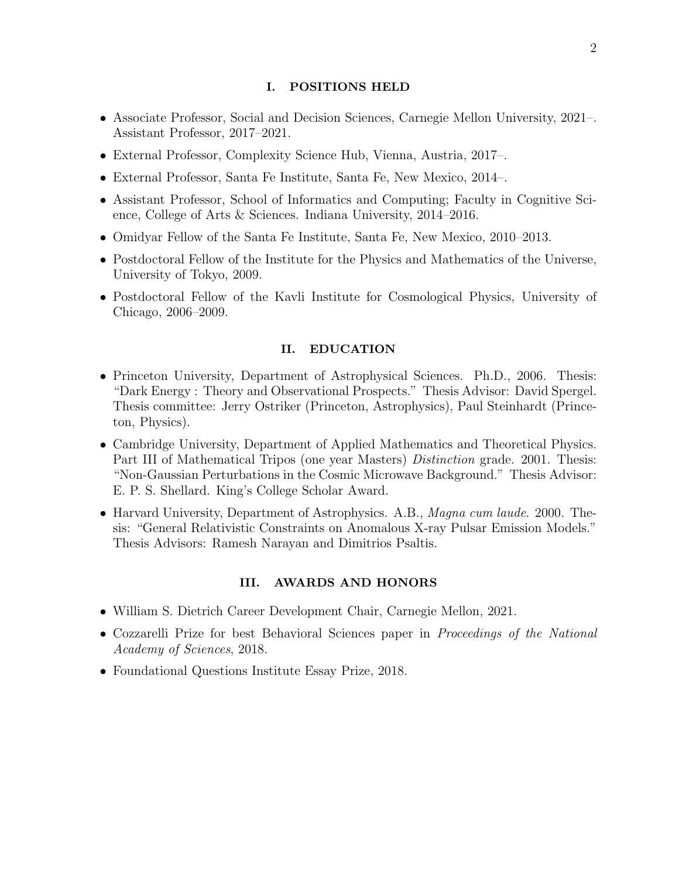## I. POSITIONS HELD

- Associate Professor, Social and Decision Sciences, Carnegie Mellon University, 2021–. Assistant Professor, 2017–2021.
- External Professor, Complexity Science Hub, Vienna, Austria, 2017–.
- External Professor, Santa Fe Institute, Santa Fe, New Mexico, 2014–.
- Assistant Professor, School of Informatics and Computing; Faculty in Cognitive Science, College of Arts & Sciences. Indiana University, 2014–2016.
- Omidyar Fellow of the Santa Fe Institute, Santa Fe, New Mexico, 2010–2013.
- Postdoctoral Fellow of the Institute for the Physics and Mathematics of the Universe, University of Tokyo, 2009.
- Postdoctoral Fellow of the Kavli Institute for Cosmological Physics, University of Chicago, 2006–2009.

## II. EDUCATION

- Princeton University, Department of Astrophysical Sciences. Ph.D., 2006. Thesis: "Dark Energy : Theory and Observational Prospects." Thesis Advisor: David Spergel. Thesis committee: Jerry Ostriker (Princeton, Astrophysics), Paul Steinhardt (Princeton, Physics).
- Cambridge University, Department of Applied Mathematics and Theoretical Physics. Part III of Mathematical Tripos (one year Masters) *Distinction* grade. 2001. Thesis: "Non-Gaussian Perturbations in the Cosmic Microwave Background." Thesis Advisor: E. P. S. Shellard. King's College Scholar Award.
- Harvard University, Department of Astrophysics. A.B., *Magna cum laude*. 2000. Thesis: "General Relativistic Constraints on Anomalous X-ray Pulsar Emission Models." Thesis Advisors: Ramesh Narayan and Dimitrios Psaltis.

## III. AWARDS AND HONORS

- William S. Dietrich Career Development Chair, Carnegie Mellon, 2021.
- Cozzarelli Prize for best Behavioral Sciences paper in *Proceedings of the National Academy of Sciences*, 2018.
- Foundational Questions Institute Essay Prize, 2018.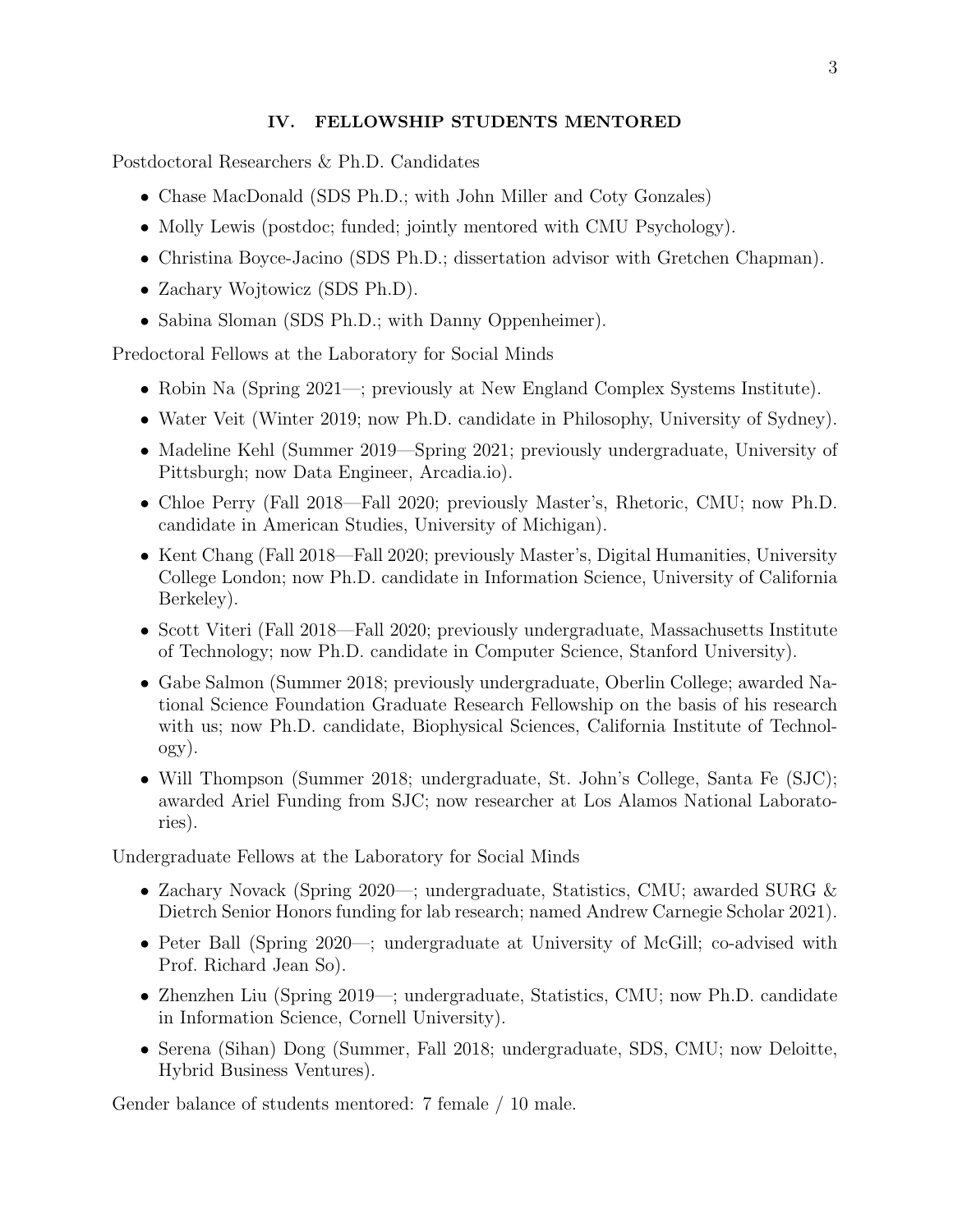## IV. FELLOWSHIP STUDENTS MENTORED

Postdoctoral Researchers & Ph.D. Candidates

- Chase MacDonald (SDS Ph.D.; with John Miller and Coty Gonzales)
- Molly Lewis (postdoc; funded; jointly mentored with CMU Psychology).
- Christina Boyce-Jacino (SDS Ph.D.; dissertation advisor with Gretchen Chapman).
- Zachary Wojtowicz (SDS Ph.D).
- Sabina Sloman (SDS Ph.D.; with Danny Oppenheimer).

Predoctoral Fellows at the Laboratory for Social Minds

- Robin Na (Spring 2021—; previously at New England Complex Systems Institute).
- Water Veit (Winter 2019; now Ph.D. candidate in Philosophy, University of Sydney).
- Madeline Kehl (Summer 2019—Spring 2021; previously undergraduate, University of Pittsburgh; now Data Engineer, Arcadia.io).
- Chloe Perry (Fall 2018—Fall 2020; previously Master's, Rhetoric, CMU; now Ph.D. candidate in American Studies, University of Michigan).
- Kent Chang (Fall 2018—Fall 2020; previously Master's, Digital Humanities, University College London; now Ph.D. candidate in Information Science, University of California Berkeley).
- Scott Viteri (Fall 2018—Fall 2020; previously undergraduate, Massachusetts Institute of Technology; now Ph.D. candidate in Computer Science, Stanford University).
- Gabe Salmon (Summer 2018; previously undergraduate, Oberlin College; awarded National Science Foundation Graduate Research Fellowship on the basis of his research with us; now Ph.D. candidate, Biophysical Sciences, California Institute of Technology).
- Will Thompson (Summer 2018; undergraduate, St. John's College, Santa Fe (SJC); awarded Ariel Funding from SJC; now researcher at Los Alamos National Laboratories).

Undergraduate Fellows at the Laboratory for Social Minds

- Zachary Novack (Spring 2020—; undergraduate, Statistics, CMU; awarded SURG & Dietrch Senior Honors funding for lab research; named Andrew Carnegie Scholar 2021).
- Peter Ball (Spring 2020—; undergraduate at University of McGill; co-advised with Prof. Richard Jean So).
- Zhenzhen Liu (Spring 2019—; undergraduate, Statistics, CMU; now Ph.D. candidate in Information Science, Cornell University).
- Serena (Sihan) Dong (Summer, Fall 2018; undergraduate, SDS, CMU; now Deloitte, Hybrid Business Ventures).

Gender balance of students mentored: 7 female / 10 male.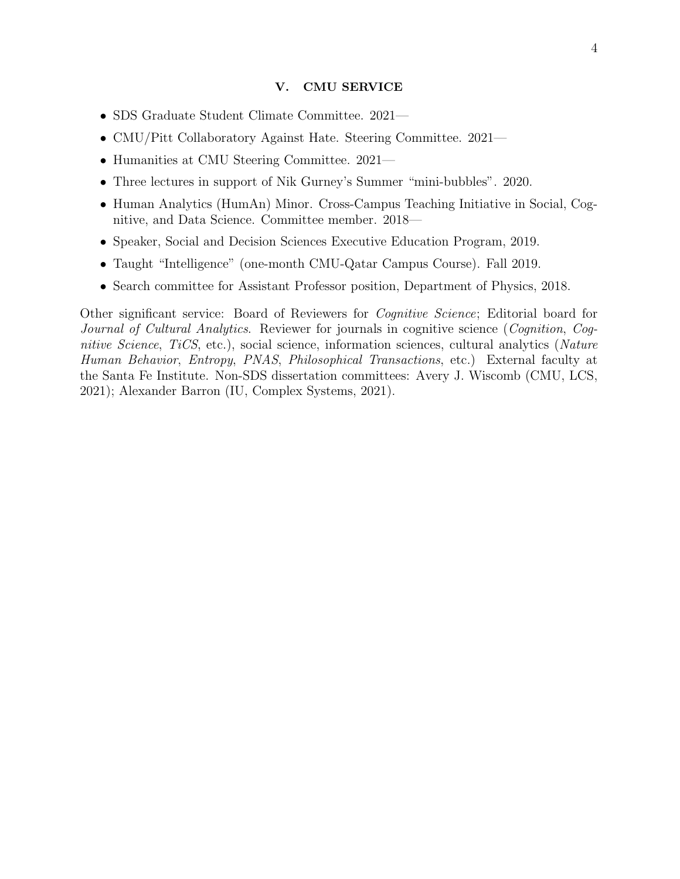## V. CMU SERVICE

- SDS Graduate Student Climate Committee. 2021—
- CMU/Pitt Collaboratory Against Hate. Steering Committee. 2021—
- Humanities at CMU Steering Committee. 2021—
- Three lectures in support of Nik Gurney's Summer "mini-bubbles". 2020.
- Human Analytics (HumAn) Minor. Cross-Campus Teaching Initiative in Social, Cognitive, and Data Science. Committee member. 2018—
- Speaker, Social and Decision Sciences Executive Education Program, 2019.
- Taught "Intelligence" (one-month CMU-Qatar Campus Course). Fall 2019.
- Search committee for Assistant Professor position, Department of Physics, 2018.

Other significant service: Board of Reviewers for *Cognitive Science*; Editorial board for *Journal of Cultural Analytics*. Reviewer for journals in cognitive science (*Cognition*, *Cognitive Science*, *TiCS*, etc.), social science, information sciences, cultural analytics (*Nature Human Behavior*, *Entropy*, *PNAS*, *Philosophical Transactions*, etc.) External faculty at the Santa Fe Institute. Non-SDS dissertation committees: Avery J. Wiscomb (CMU, LCS, 2021); Alexander Barron (IU, Complex Systems, 2021).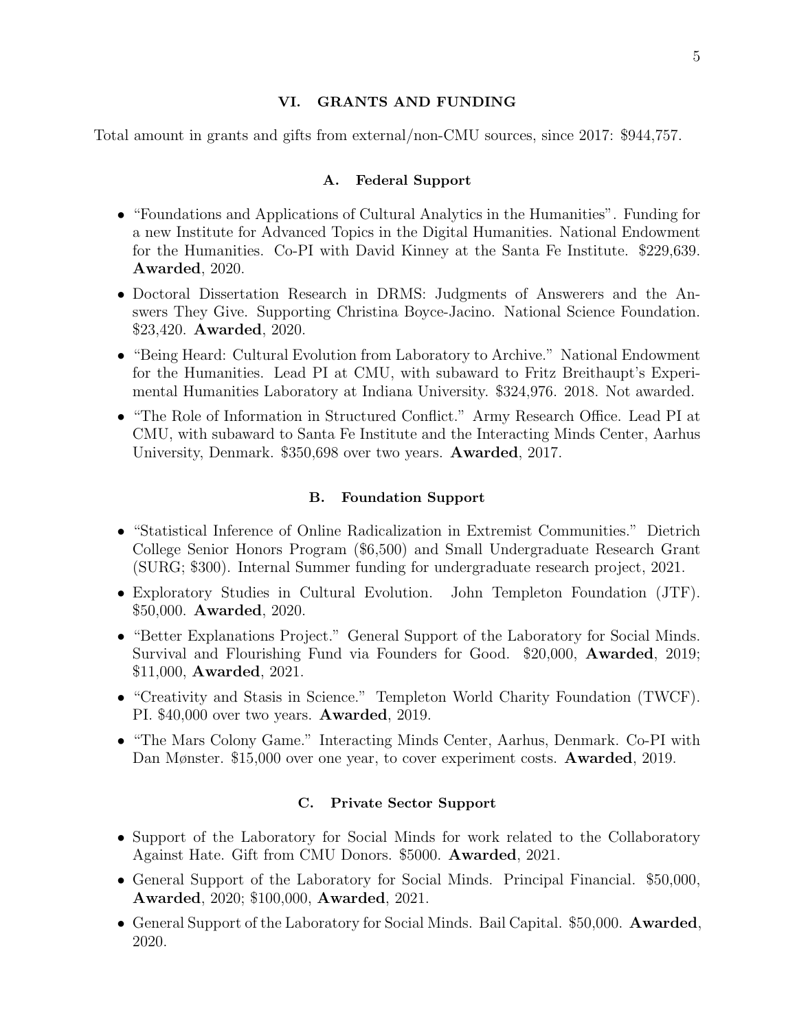## VI. GRANTS AND FUNDING

Total amount in grants and gifts from external/non-CMU sources, since 2017: $944,757.

### A. Federal Support

- "Foundations and Applications of Cultural Analytics in the Humanities". Funding for a new Institute for Advanced Topics in the Digital Humanities. National Endowment for the Humanities. Co-PI with David Kinney at the Santa Fe Institute. $229,639. **Awarded**, 2020.
- Doctoral Dissertation Research in DRMS: Judgments of Answerers and the Answers They Give. Supporting Christina Boyce-Jacino. National Science Foundation. $23,420. **Awarded**, 2020.
- "Being Heard: Cultural Evolution from Laboratory to Archive." National Endowment for the Humanities. Lead PI at CMU, with subaward to Fritz Breithaupt's Experimental Humanities Laboratory at Indiana University. $324,976. 2018. Not awarded.
- "The Role of Information in Structured Conflict." Army Research Office. Lead PI at CMU, with subaward to Santa Fe Institute and the Interacting Minds Center, Aarhus University, Denmark. $350,698 over two years. **Awarded**, 2017.

### B. Foundation Support

- "Statistical Inference of Online Radicalization in Extremist Communities." Dietrich College Senior Honors Program ($6,500) and Small Undergraduate Research Grant (SURG; $300). Internal Summer funding for undergraduate research project, 2021.
- Exploratory Studies in Cultural Evolution. John Templeton Foundation (JTF). $50,000. **Awarded**, 2020.
- "Better Explanations Project." General Support of the Laboratory for Social Minds. Survival and Flourishing Fund via Founders for Good. $20,000, **Awarded**, 2019; $11,000, **Awarded**, 2021.
- "Creativity and Stasis in Science." Templeton World Charity Foundation (TWCF). PI. $40,000 over two years. **Awarded**, 2019.
- "The Mars Colony Game." Interacting Minds Center, Aarhus, Denmark. Co-PI with Dan Mønster. $15,000 over one year, to cover experiment costs. **Awarded**, 2019.

### C. Private Sector Support

- Support of the Laboratory for Social Minds for work related to the Collaboratory Against Hate. Gift from CMU Donors. $5000. **Awarded**, 2021.
- General Support of the Laboratory for Social Minds. Principal Financial. $50,000, **Awarded**, 2020; $100,000, **Awarded**, 2021.
- General Support of the Laboratory for Social Minds. Bail Capital. $50,000. **Awarded**, 2020.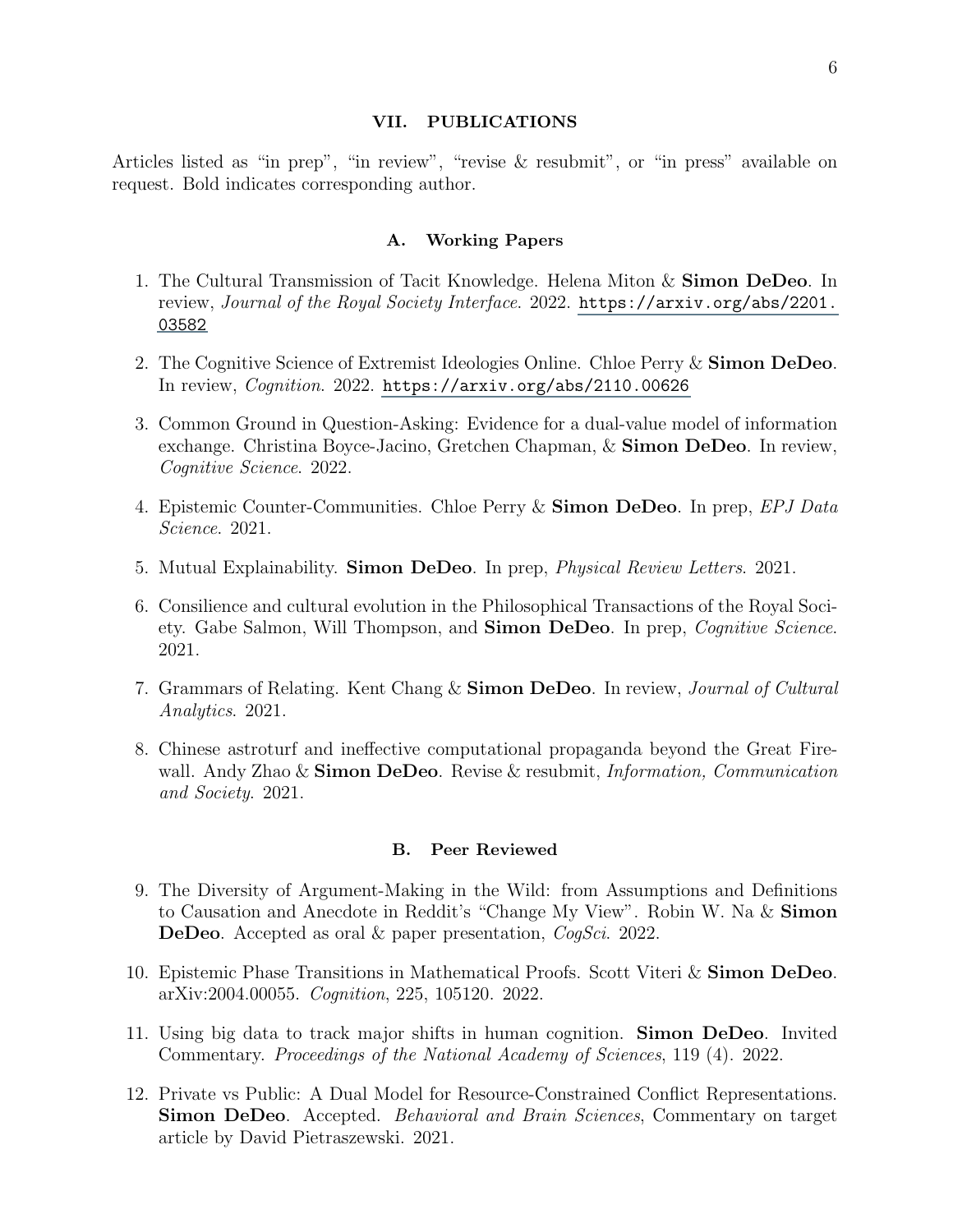## VII. PUBLICATIONS

Articles listed as "in prep", "in review", "revise & resubmit", or "in press" available on request. Bold indicates corresponding author.

### A. Working Papers

1. The Cultural Transmission of Tacit Knowledge. Helena Miton & **Simon DeDeo**. In review, *Journal of the Royal Society Interface*. 2022. https://arxiv.org/abs/2201.03582

2. The Cognitive Science of Extremist Ideologies Online. Chloe Perry & **Simon DeDeo**. In review, *Cognition*. 2022. https://arxiv.org/abs/2110.00626

3. Common Ground in Question-Asking: Evidence for a dual-value model of information exchange. Christina Boyce-Jacino, Gretchen Chapman, & **Simon DeDeo**. In review, *Cognitive Science*. 2022.

4. Epistemic Counter-Communities. Chloe Perry & **Simon DeDeo**. In prep, *EPJ Data Science*. 2021.

5. Mutual Explainability. **Simon DeDeo**. In prep, *Physical Review Letters*. 2021.

6. Consilience and cultural evolution in the Philosophical Transactions of the Royal Society. Gabe Salmon, Will Thompson, and **Simon DeDeo**. In prep, *Cognitive Science*. 2021.

7. Grammars of Relating. Kent Chang & **Simon DeDeo**. In review, *Journal of Cultural Analytics*. 2021.

8. Chinese astroturf and ineffective computational propaganda beyond the Great Firewall. Andy Zhao & **Simon DeDeo**. Revise & resubmit, *Information, Communication and Society*. 2021.

### B. Peer Reviewed

9. The Diversity of Argument-Making in the Wild: from Assumptions and Definitions to Causation and Anecdote in Reddit's "Change My View". Robin W. Na & **Simon DeDeo**. Accepted as oral & paper presentation, *CogSci*. 2022.

10. Epistemic Phase Transitions in Mathematical Proofs. Scott Viteri & **Simon DeDeo**. arXiv:2004.00055. *Cognition*, 225, 105120. 2022.

11. Using big data to track major shifts in human cognition. **Simon DeDeo**. Invited Commentary. *Proceedings of the National Academy of Sciences*, 119 (4). 2022.

12. Private vs Public: A Dual Model for Resource-Constrained Conflict Representations. **Simon DeDeo**. Accepted. *Behavioral and Brain Sciences*, Commentary on target article by David Pietraszewski. 2021.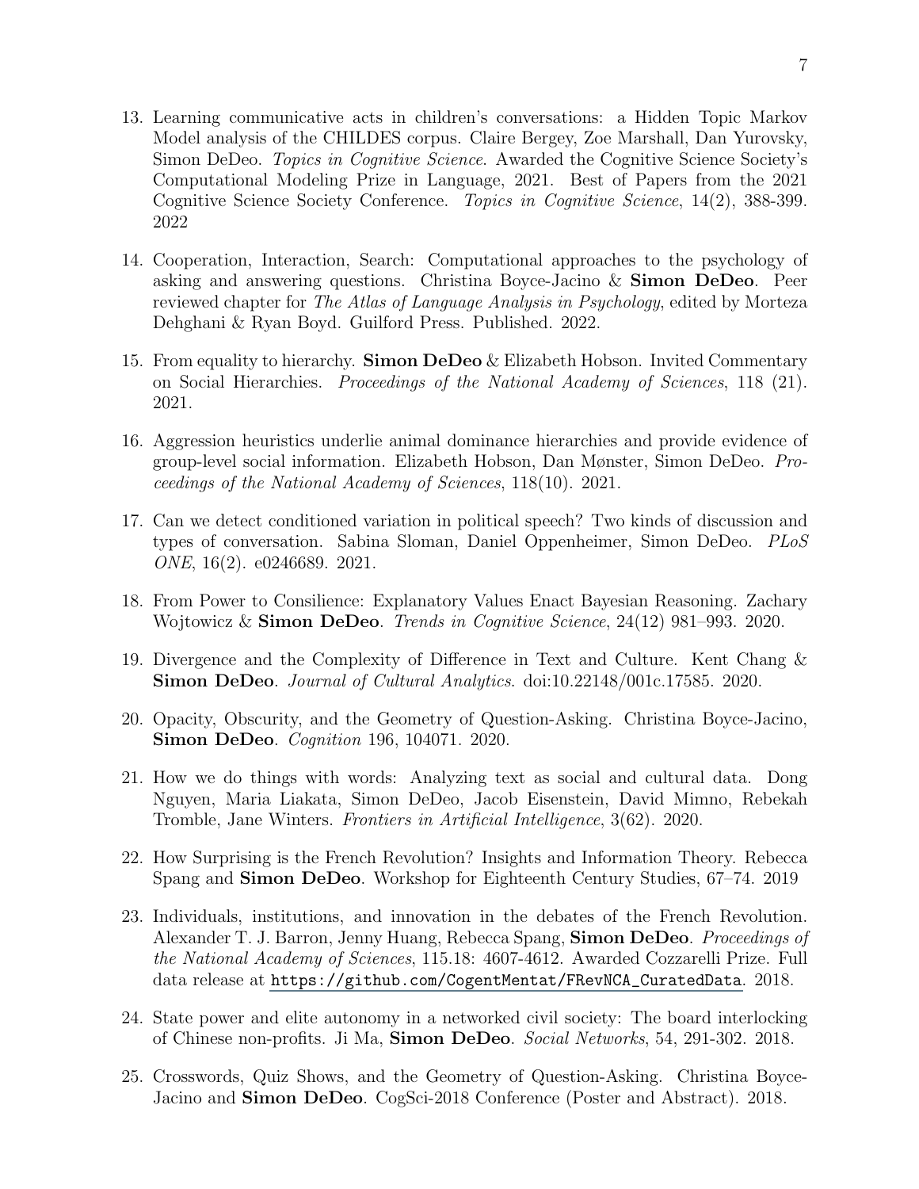13. Learning communicative acts in children's conversations: a Hidden Topic Markov Model analysis of the CHILDES corpus. Claire Bergey, Zoe Marshall, Dan Yurovsky, Simon DeDeo. *Topics in Cognitive Science*. Awarded the Cognitive Science Society's Computational Modeling Prize in Language, 2021. Best of Papers from the 2021 Cognitive Science Society Conference. *Topics in Cognitive Science*, 14(2), 388-399. 2022

14. Cooperation, Interaction, Search: Computational approaches to the psychology of asking and answering questions. Christina Boyce-Jacino & **Simon DeDeo**. Peer reviewed chapter for *The Atlas of Language Analysis in Psychology*, edited by Morteza Dehghani & Ryan Boyd. Guilford Press. Published. 2022.

15. From equality to hierarchy. **Simon DeDeo** & Elizabeth Hobson. Invited Commentary on Social Hierarchies. *Proceedings of the National Academy of Sciences*, 118 (21). 2021.

16. Aggression heuristics underlie animal dominance hierarchies and provide evidence of group-level social information. Elizabeth Hobson, Dan Mønster, Simon DeDeo. *Proceedings of the National Academy of Sciences*, 118(10). 2021.

17. Can we detect conditioned variation in political speech? Two kinds of discussion and types of conversation. Sabina Sloman, Daniel Oppenheimer, Simon DeDeo. *PLoS ONE*, 16(2). e0246689. 2021.

18. From Power to Consilience: Explanatory Values Enact Bayesian Reasoning. Zachary Wojtowicz & **Simon DeDeo**. *Trends in Cognitive Science*, 24(12) 981–993. 2020.

19. Divergence and the Complexity of Difference in Text and Culture. Kent Chang & **Simon DeDeo**. *Journal of Cultural Analytics*. doi:10.22148/001c.17585. 2020.

20. Opacity, Obscurity, and the Geometry of Question-Asking. Christina Boyce-Jacino, **Simon DeDeo**. *Cognition* 196, 104071. 2020.

21. How we do things with words: Analyzing text as social and cultural data. Dong Nguyen, Maria Liakata, Simon DeDeo, Jacob Eisenstein, David Mimno, Rebekah Tromble, Jane Winters. *Frontiers in Artificial Intelligence*, 3(62). 2020.

22. How Surprising is the French Revolution? Insights and Information Theory. Rebecca Spang and **Simon DeDeo**. Workshop for Eighteenth Century Studies, 67–74. 2019

23. Individuals, institutions, and innovation in the debates of the French Revolution. Alexander T. J. Barron, Jenny Huang, Rebecca Spang, **Simon DeDeo**. *Proceedings of the National Academy of Sciences*, 115.18: 4607-4612. Awarded Cozzarelli Prize. Full data release at https://github.com/CogentMentat/FRevNCA_CuratedData. 2018.

24. State power and elite autonomy in a networked civil society: The board interlocking of Chinese non-profits. Ji Ma, **Simon DeDeo**. *Social Networks*, 54, 291-302. 2018.

25. Crosswords, Quiz Shows, and the Geometry of Question-Asking. Christina Boyce-Jacino and **Simon DeDeo**. CogSci-2018 Conference (Poster and Abstract). 2018.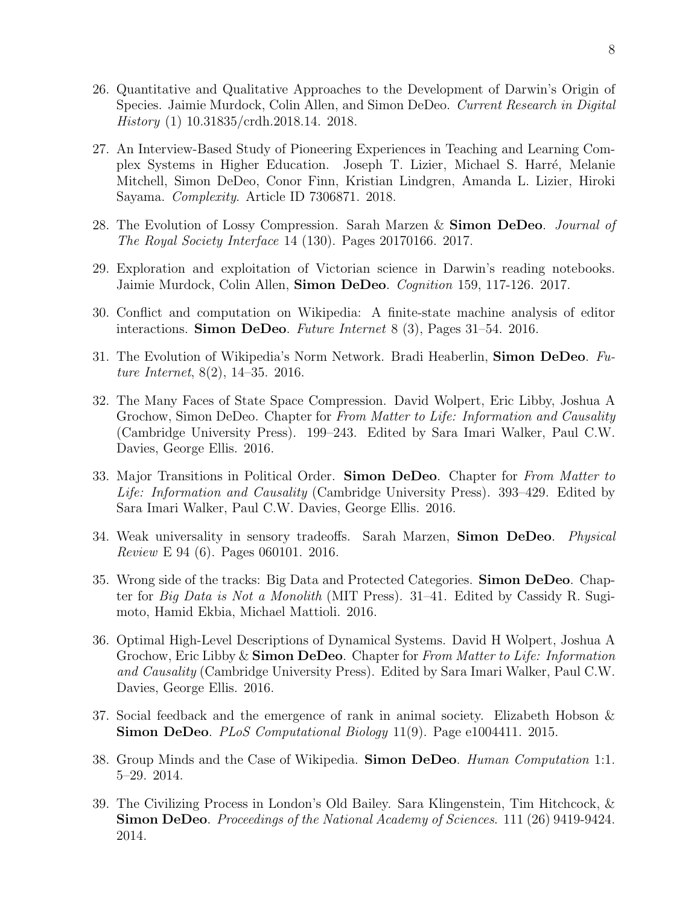26. Quantitative and Qualitative Approaches to the Development of Darwin's Origin of Species. Jaimie Murdock, Colin Allen, and Simon DeDeo. *Current Research in Digital History* (1) 10.31835/crdh.2018.14. 2018.

27. An Interview-Based Study of Pioneering Experiences in Teaching and Learning Complex Systems in Higher Education. Joseph T. Lizier, Michael S. Harré, Melanie Mitchell, Simon DeDeo, Conor Finn, Kristian Lindgren, Amanda L. Lizier, Hiroki Sayama. *Complexity*. Article ID 7306871. 2018.

28. The Evolution of Lossy Compression. Sarah Marzen & **Simon DeDeo**. *Journal of The Royal Society Interface* 14 (130). Pages 20170166. 2017.

29. Exploration and exploitation of Victorian science in Darwin's reading notebooks. Jaimie Murdock, Colin Allen, **Simon DeDeo**. *Cognition* 159, 117-126. 2017.

30. Conflict and computation on Wikipedia: A finite-state machine analysis of editor interactions. **Simon DeDeo**. *Future Internet* 8 (3), Pages 31–54. 2016.

31. The Evolution of Wikipedia's Norm Network. Bradi Heaberlin, **Simon DeDeo**. *Future Internet*, 8(2), 14–35. 2016.

32. The Many Faces of State Space Compression. David Wolpert, Eric Libby, Joshua A Grochow, Simon DeDeo. Chapter for *From Matter to Life: Information and Causality* (Cambridge University Press). 199–243. Edited by Sara Imari Walker, Paul C.W. Davies, George Ellis. 2016.

33. Major Transitions in Political Order. **Simon DeDeo**. Chapter for *From Matter to Life: Information and Causality* (Cambridge University Press). 393–429. Edited by Sara Imari Walker, Paul C.W. Davies, George Ellis. 2016.

34. Weak universality in sensory tradeoffs. Sarah Marzen, **Simon DeDeo**. *Physical Review* E 94 (6). Pages 060101. 2016.

35. Wrong side of the tracks: Big Data and Protected Categories. **Simon DeDeo**. Chapter for *Big Data is Not a Monolith* (MIT Press). 31–41. Edited by Cassidy R. Sugimoto, Hamid Ekbia, Michael Mattioli. 2016.

36. Optimal High-Level Descriptions of Dynamical Systems. David H Wolpert, Joshua A Grochow, Eric Libby & **Simon DeDeo**. Chapter for *From Matter to Life: Information and Causality* (Cambridge University Press). Edited by Sara Imari Walker, Paul C.W. Davies, George Ellis. 2016.

37. Social feedback and the emergence of rank in animal society. Elizabeth Hobson & **Simon DeDeo**. *PLoS Computational Biology* 11(9). Page e1004411. 2015.

38. Group Minds and the Case of Wikipedia. **Simon DeDeo**. *Human Computation* 1:1. 5–29. 2014.

39. The Civilizing Process in London's Old Bailey. Sara Klingenstein, Tim Hitchcock, & **Simon DeDeo**. *Proceedings of the National Academy of Sciences*. 111 (26) 9419-9424. 2014.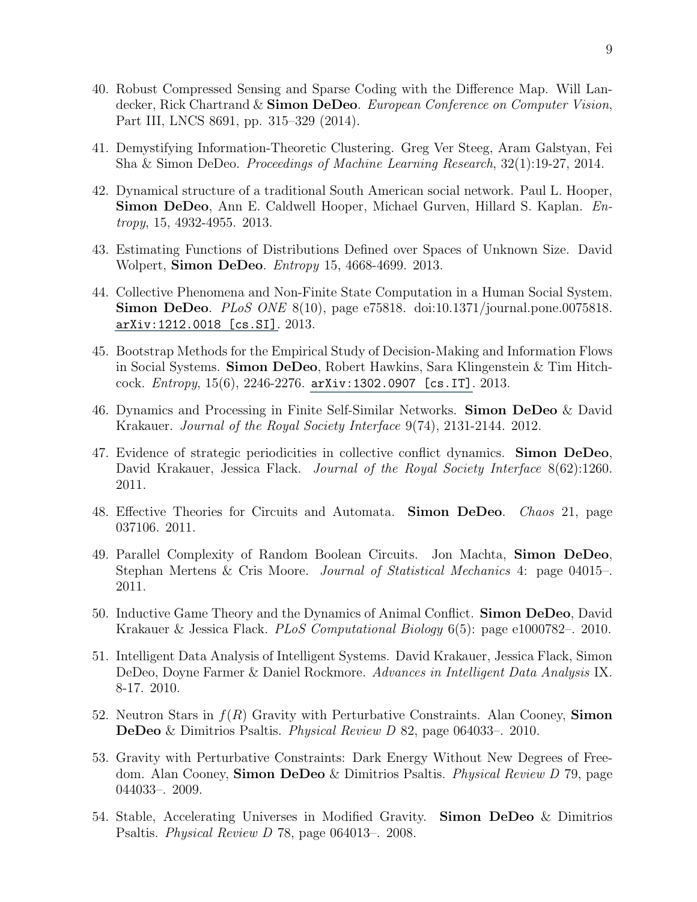40. Robust Compressed Sensing and Sparse Coding with the Difference Map. Will Landecker, Rick Chartrand & **Simon DeDeo**. *European Conference on Computer Vision*, Part III, LNCS 8691, pp. 315–329 (2014).

41. Demystifying Information-Theoretic Clustering. Greg Ver Steeg, Aram Galstyan, Fei Sha & Simon DeDeo. *Proceedings of Machine Learning Research*, 32(1):19-27, 2014.

42. Dynamical structure of a traditional South American social network. Paul L. Hooper, **Simon DeDeo**, Ann E. Caldwell Hooper, Michael Gurven, Hillard S. Kaplan. *Entropy*, 15, 4932-4955. 2013.

43. Estimating Functions of Distributions Defined over Spaces of Unknown Size. David Wolpert, **Simon DeDeo**. *Entropy* 15, 4668-4699. 2013.

44. Collective Phenomena and Non-Finite State Computation in a Human Social System. **Simon DeDeo**. *PLoS ONE* 8(10), page e75818. doi:10.1371/journal.pone.0075818. `arXiv:1212.0018 [cs.SI]`. 2013.

45. Bootstrap Methods for the Empirical Study of Decision-Making and Information Flows in Social Systems. **Simon DeDeo**, Robert Hawkins, Sara Klingenstein & Tim Hitchcock. *Entropy*, 15(6), 2246-2276. `arXiv:1302.0907 [cs.IT]`. 2013.

46. Dynamics and Processing in Finite Self-Similar Networks. **Simon DeDeo** & David Krakauer. *Journal of the Royal Society Interface* 9(74), 2131-2144. 2012.

47. Evidence of strategic periodicities in collective conflict dynamics. **Simon DeDeo**, David Krakauer, Jessica Flack. *Journal of the Royal Society Interface* 8(62):1260. 2011.

48. Effective Theories for Circuits and Automata. **Simon DeDeo**. *Chaos* 21, page 037106. 2011.

49. Parallel Complexity of Random Boolean Circuits. Jon Machta, **Simon DeDeo**, Stephan Mertens & Cris Moore. *Journal of Statistical Mechanics* 4: page 04015–. 2011.

50. Inductive Game Theory and the Dynamics of Animal Conflict. **Simon DeDeo**, David Krakauer & Jessica Flack. *PLoS Computational Biology* 6(5): page e1000782–. 2010.

51. Intelligent Data Analysis of Intelligent Systems. David Krakauer, Jessica Flack, Simon DeDeo, Doyne Farmer & Daniel Rockmore. *Advances in Intelligent Data Analysis* IX. 8-17. 2010.

52. Neutron Stars in $f(R)$ Gravity with Perturbative Constraints. Alan Cooney, **Simon DeDeo** & Dimitrios Psaltis. *Physical Review D* 82, page 064033–. 2010.

53. Gravity with Perturbative Constraints: Dark Energy Without New Degrees of Freedom. Alan Cooney, **Simon DeDeo** & Dimitrios Psaltis. *Physical Review D* 79, page 044033–. 2009.

54. Stable, Accelerating Universes in Modified Gravity. **Simon DeDeo** & Dimitrios Psaltis. *Physical Review D* 78, page 064013–. 2008.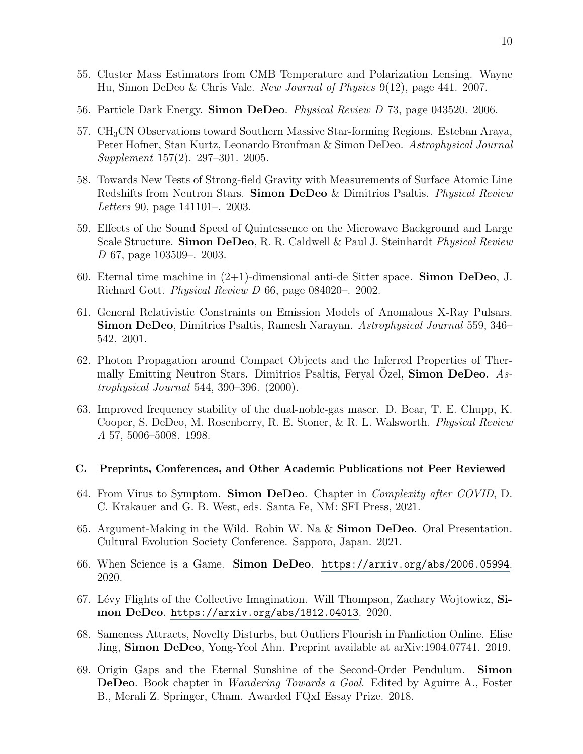55. Cluster Mass Estimators from CMB Temperature and Polarization Lensing. Wayne Hu, Simon DeDeo & Chris Vale. *New Journal of Physics* 9(12), page 441. 2007.

56. Particle Dark Energy. **Simon DeDeo**. *Physical Review D* 73, page 043520. 2006.

57. $CH_3CN$ Observations toward Southern Massive Star-forming Regions. Esteban Araya, Peter Hofner, Stan Kurtz, Leonardo Bronfman & Simon DeDeo. *Astrophysical Journal Supplement* 157(2). 297–301. 2005.

58. Towards New Tests of Strong-field Gravity with Measurements of Surface Atomic Line Redshifts from Neutron Stars. **Simon DeDeo** & Dimitrios Psaltis. *Physical Review Letters* 90, page 141101–. 2003.

59. Effects of the Sound Speed of Quintessence on the Microwave Background and Large Scale Structure. **Simon DeDeo**, R. R. Caldwell & Paul J. Steinhardt *Physical Review D* 67, page 103509–. 2003.

60. Eternal time machine in (2+1)-dimensional anti-de Sitter space. **Simon DeDeo**, J. Richard Gott. *Physical Review D* 66, page 084020–. 2002.

61. General Relativistic Constraints on Emission Models of Anomalous X-Ray Pulsars. **Simon DeDeo**, Dimitrios Psaltis, Ramesh Narayan. *Astrophysical Journal* 559, 346–542. 2001.

62. Photon Propagation around Compact Objects and the Inferred Properties of Thermally Emitting Neutron Stars. Dimitrios Psaltis, Feryal Özel, **Simon DeDeo**. *Astrophysical Journal* 544, 390–396. (2000).

63. Improved frequency stability of the dual-noble-gas maser. D. Bear, T. E. Chupp, K. Cooper, S. DeDeo, M. Rosenberry, R. E. Stoner, & R. L. Walsworth. *Physical Review A* 57, 5006–5008. 1998.

### C. Preprints, Conferences, and Other Academic Publications not Peer Reviewed

64. From Virus to Symptom. **Simon DeDeo**. Chapter in *Complexity after COVID*, D. C. Krakauer and G. B. West, eds. Santa Fe, NM: SFI Press, 2021.

65. Argument-Making in the Wild. Robin W. Na & **Simon DeDeo**. Oral Presentation. Cultural Evolution Society Conference. Sapporo, Japan. 2021.

66. When Science is a Game. **Simon DeDeo**. https://arxiv.org/abs/2006.05994. 2020.

67. Lévy Flights of the Collective Imagination. Will Thompson, Zachary Wojtowicz, **Simon DeDeo**. https://arxiv.org/abs/1812.04013. 2020.

68. Sameness Attracts, Novelty Disturbs, but Outliers Flourish in Fanfiction Online. Elise Jing, **Simon DeDeo**, Yong-Yeol Ahn. Preprint available at arXiv:1904.07741. 2019.

69. Origin Gaps and the Eternal Sunshine of the Second-Order Pendulum. **Simon DeDeo**. Book chapter in *Wandering Towards a Goal*. Edited by Aguirre A., Foster B., Merali Z. Springer, Cham. Awarded FQxI Essay Prize. 2018.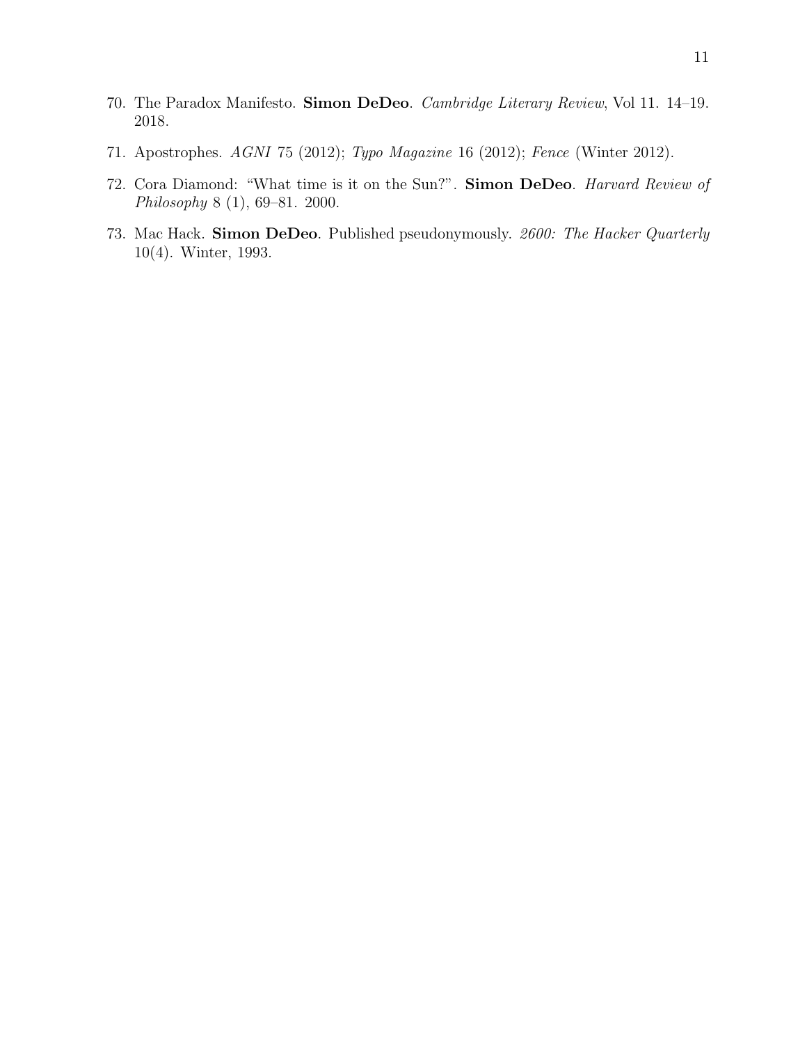70. The Paradox Manifesto. **Simon DeDeo**. *Cambridge Literary Review*, Vol 11. 14–19. 2018.

71. Apostrophes. *AGNI* 75 (2012); *Typo Magazine* 16 (2012); *Fence* (Winter 2012).

72. Cora Diamond: "What time is it on the Sun?". **Simon DeDeo**. *Harvard Review of Philosophy* 8 (1), 69–81. 2000.

73. Mac Hack. **Simon DeDeo**. Published pseudonymously. *2600: The Hacker Quarterly* 10(4). Winter, 1993.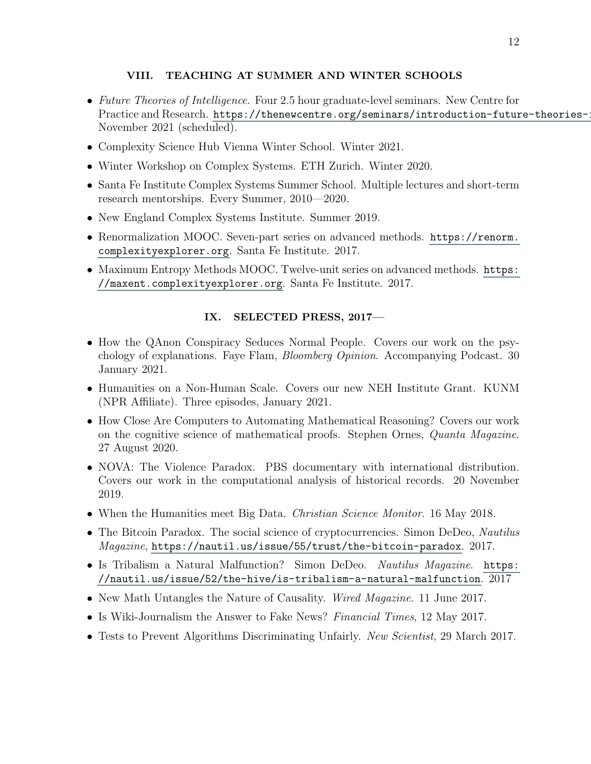## VIII. TEACHING AT SUMMER AND WINTER SCHOOLS

- *Future Theories of Intelligence*. Four 2.5 hour graduate-level seminars. New Centre for Practice and Research. https://thenewcentre.org/seminars/introduction-future-theories-i November 2021 (scheduled).
- Complexity Science Hub Vienna Winter School. Winter 2021.
- Winter Workshop on Complex Systems. ETH Zurich. Winter 2020.
- Santa Fe Institute Complex Systems Summer School. Multiple lectures and short-term research mentorships. Every Summer, 2010—2020.
- New England Complex Systems Institute. Summer 2019.
- Renormalization MOOC. Seven-part series on advanced methods. https://renorm.complexityexplorer.org. Santa Fe Institute. 2017.
- Maximum Entropy Methods MOOC. Twelve-unit series on advanced methods. https://maxent.complexityexplorer.org. Santa Fe Institute. 2017.

## IX. SELECTED PRESS, 2017—

- How the QAnon Conspiracy Seduces Normal People. Covers our work on the psychology of explanations. Faye Flam, *Bloomberg Opinion*. Accompanying Podcast. 30 January 2021.
- Humanities on a Non-Human Scale. Covers our new NEH Institute Grant. KUNM (NPR Affiliate). Three episodes, January 2021.
- How Close Are Computers to Automating Mathematical Reasoning? Covers our work on the cognitive science of mathematical proofs. Stephen Ornes, *Quanta Magazine*. 27 August 2020.
- NOVA: The Violence Paradox. PBS documentary with international distribution. Covers our work in the computational analysis of historical records. 20 November 2019.
- When the Humanities meet Big Data. *Christian Science Monitor*. 16 May 2018.
- The Bitcoin Paradox. The social science of cryptocurrencies. Simon DeDeo, *Nautilus Magazine*, https://nautil.us/issue/55/trust/the-bitcoin-paradox. 2017.
- Is Tribalism a Natural Malfunction? Simon DeDeo. *Nautilus Magazine*. https://nautil.us/issue/52/the-hive/is-tribalism-a-natural-malfunction. 2017
- New Math Untangles the Nature of Causality. *Wired Magazine*. 11 June 2017.
- Is Wiki-Journalism the Answer to Fake News? *Financial Times*, 12 May 2017.
- Tests to Prevent Algorithms Discriminating Unfairly. *New Scientist*, 29 March 2017.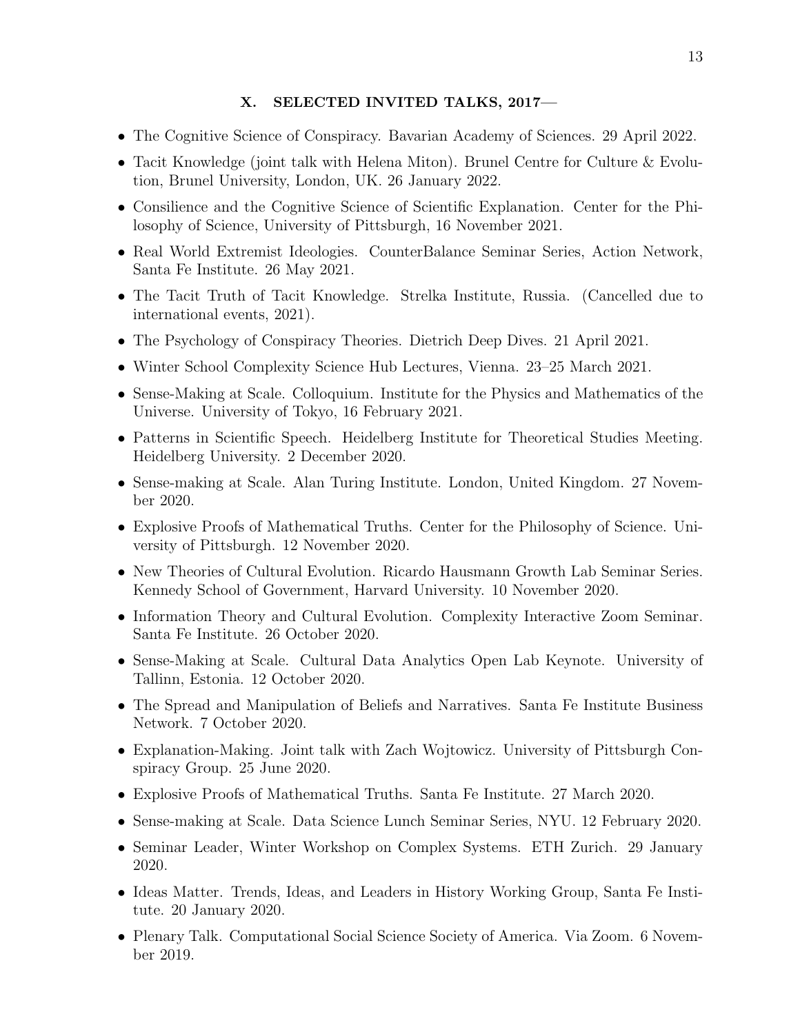## X. SELECTED INVITED TALKS, 2017—

- The Cognitive Science of Conspiracy. Bavarian Academy of Sciences. 29 April 2022.
- Tacit Knowledge (joint talk with Helena Miton). Brunel Centre for Culture & Evolution, Brunel University, London, UK. 26 January 2022.
- Consilience and the Cognitive Science of Scientific Explanation. Center for the Philosophy of Science, University of Pittsburgh, 16 November 2021.
- Real World Extremist Ideologies. CounterBalance Seminar Series, Action Network, Santa Fe Institute. 26 May 2021.
- The Tacit Truth of Tacit Knowledge. Strelka Institute, Russia. (Cancelled due to international events, 2021).
- The Psychology of Conspiracy Theories. Dietrich Deep Dives. 21 April 2021.
- Winter School Complexity Science Hub Lectures, Vienna. 23–25 March 2021.
- Sense-Making at Scale. Colloquium. Institute for the Physics and Mathematics of the Universe. University of Tokyo, 16 February 2021.
- Patterns in Scientific Speech. Heidelberg Institute for Theoretical Studies Meeting. Heidelberg University. 2 December 2020.
- Sense-making at Scale. Alan Turing Institute. London, United Kingdom. 27 November 2020.
- Explosive Proofs of Mathematical Truths. Center for the Philosophy of Science. University of Pittsburgh. 12 November 2020.
- New Theories of Cultural Evolution. Ricardo Hausmann Growth Lab Seminar Series. Kennedy School of Government, Harvard University. 10 November 2020.
- Information Theory and Cultural Evolution. Complexity Interactive Zoom Seminar. Santa Fe Institute. 26 October 2020.
- Sense-Making at Scale. Cultural Data Analytics Open Lab Keynote. University of Tallinn, Estonia. 12 October 2020.
- The Spread and Manipulation of Beliefs and Narratives. Santa Fe Institute Business Network. 7 October 2020.
- Explanation-Making. Joint talk with Zach Wojtowicz. University of Pittsburgh Conspiracy Group. 25 June 2020.
- Explosive Proofs of Mathematical Truths. Santa Fe Institute. 27 March 2020.
- Sense-making at Scale. Data Science Lunch Seminar Series, NYU. 12 February 2020.
- Seminar Leader, Winter Workshop on Complex Systems. ETH Zurich. 29 January 2020.
- Ideas Matter. Trends, Ideas, and Leaders in History Working Group, Santa Fe Institute. 20 January 2020.
- Plenary Talk. Computational Social Science Society of America. Via Zoom. 6 November 2019.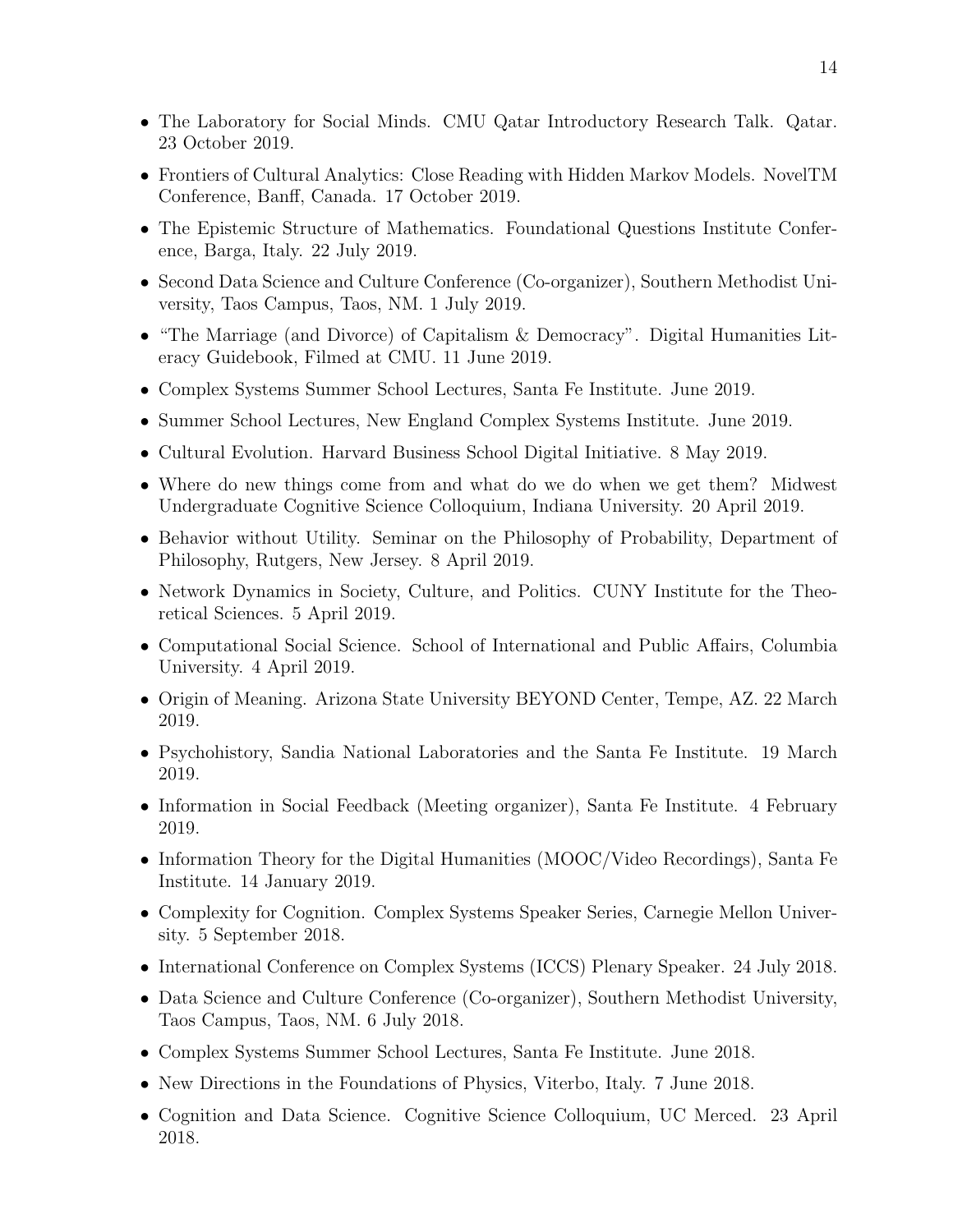- The Laboratory for Social Minds. CMU Qatar Introductory Research Talk. Qatar. 23 October 2019.
- Frontiers of Cultural Analytics: Close Reading with Hidden Markov Models. NovelTM Conference, Banff, Canada. 17 October 2019.
- The Epistemic Structure of Mathematics. Foundational Questions Institute Conference, Barga, Italy. 22 July 2019.
- Second Data Science and Culture Conference (Co-organizer), Southern Methodist University, Taos Campus, Taos, NM. 1 July 2019.
- "The Marriage (and Divorce) of Capitalism & Democracy". Digital Humanities Literacy Guidebook, Filmed at CMU. 11 June 2019.
- Complex Systems Summer School Lectures, Santa Fe Institute. June 2019.
- Summer School Lectures, New England Complex Systems Institute. June 2019.
- Cultural Evolution. Harvard Business School Digital Initiative. 8 May 2019.
- Where do new things come from and what do we do when we get them? Midwest Undergraduate Cognitive Science Colloquium, Indiana University. 20 April 2019.
- Behavior without Utility. Seminar on the Philosophy of Probability, Department of Philosophy, Rutgers, New Jersey. 8 April 2019.
- Network Dynamics in Society, Culture, and Politics. CUNY Institute for the Theoretical Sciences. 5 April 2019.
- Computational Social Science. School of International and Public Affairs, Columbia University. 4 April 2019.
- Origin of Meaning. Arizona State University BEYOND Center, Tempe, AZ. 22 March 2019.
- Psychohistory, Sandia National Laboratories and the Santa Fe Institute. 19 March 2019.
- Information in Social Feedback (Meeting organizer), Santa Fe Institute. 4 February 2019.
- Information Theory for the Digital Humanities (MOOC/Video Recordings), Santa Fe Institute. 14 January 2019.
- Complexity for Cognition. Complex Systems Speaker Series, Carnegie Mellon University. 5 September 2018.
- International Conference on Complex Systems (ICCS) Plenary Speaker. 24 July 2018.
- Data Science and Culture Conference (Co-organizer), Southern Methodist University, Taos Campus, Taos, NM. 6 July 2018.
- Complex Systems Summer School Lectures, Santa Fe Institute. June 2018.
- New Directions in the Foundations of Physics, Viterbo, Italy. 7 June 2018.
- Cognition and Data Science. Cognitive Science Colloquium, UC Merced. 23 April 2018.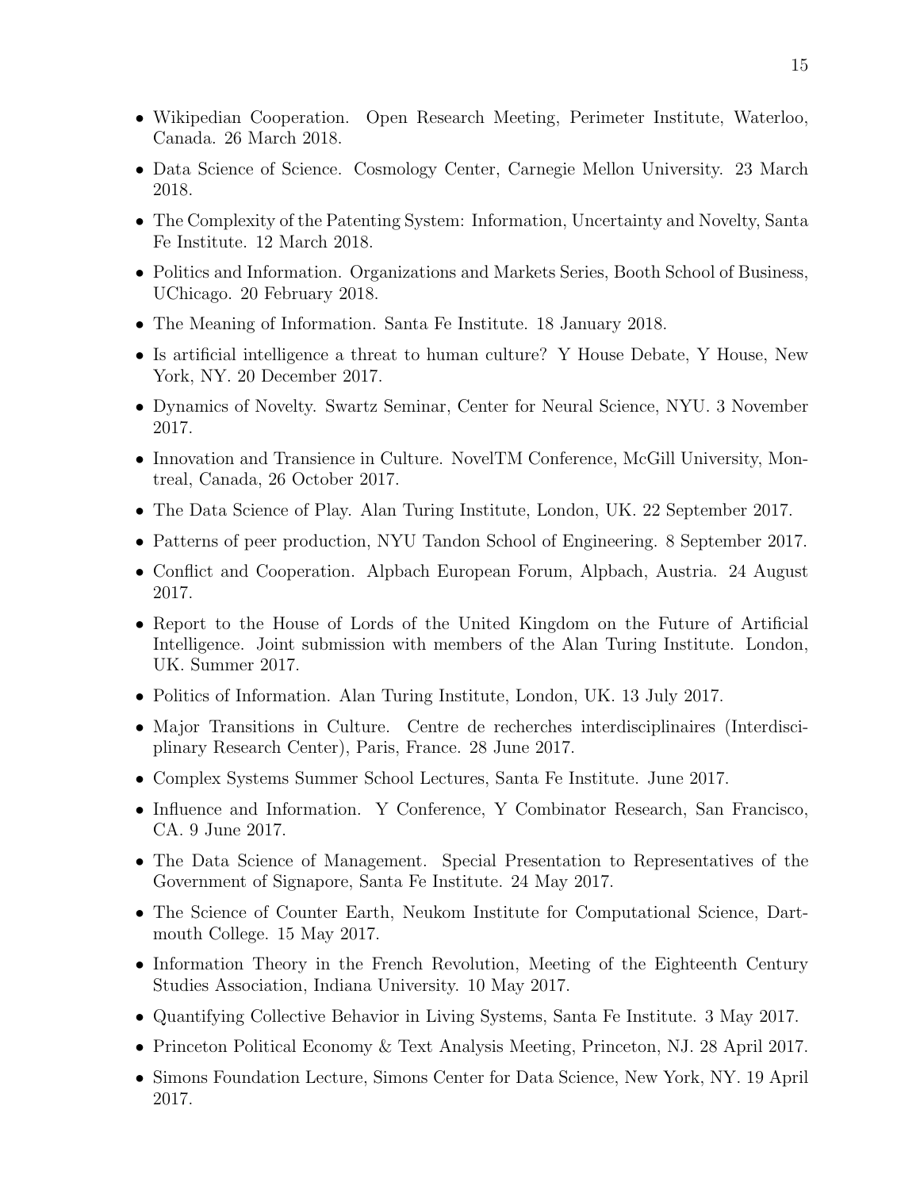- Wikipedian Cooperation. Open Research Meeting, Perimeter Institute, Waterloo, Canada. 26 March 2018.
- Data Science of Science. Cosmology Center, Carnegie Mellon University. 23 March 2018.
- The Complexity of the Patenting System: Information, Uncertainty and Novelty, Santa Fe Institute. 12 March 2018.
- Politics and Information. Organizations and Markets Series, Booth School of Business, UChicago. 20 February 2018.
- The Meaning of Information. Santa Fe Institute. 18 January 2018.
- Is artificial intelligence a threat to human culture? Y House Debate, Y House, New York, NY. 20 December 2017.
- Dynamics of Novelty. Swartz Seminar, Center for Neural Science, NYU. 3 November 2017.
- Innovation and Transience in Culture. NovelTM Conference, McGill University, Montreal, Canada, 26 October 2017.
- The Data Science of Play. Alan Turing Institute, London, UK. 22 September 2017.
- Patterns of peer production, NYU Tandon School of Engineering. 8 September 2017.
- Conflict and Cooperation. Alpbach European Forum, Alpbach, Austria. 24 August 2017.
- Report to the House of Lords of the United Kingdom on the Future of Artificial Intelligence. Joint submission with members of the Alan Turing Institute. London, UK. Summer 2017.
- Politics of Information. Alan Turing Institute, London, UK. 13 July 2017.
- Major Transitions in Culture. Centre de recherches interdisciplinaires (Interdisciplinary Research Center), Paris, France. 28 June 2017.
- Complex Systems Summer School Lectures, Santa Fe Institute. June 2017.
- Influence and Information. Y Conference, Y Combinator Research, San Francisco, CA. 9 June 2017.
- The Data Science of Management. Special Presentation to Representatives of the Government of Signapore, Santa Fe Institute. 24 May 2017.
- The Science of Counter Earth, Neukom Institute for Computational Science, Dartmouth College. 15 May 2017.
- Information Theory in the French Revolution, Meeting of the Eighteenth Century Studies Association, Indiana University. 10 May 2017.
- Quantifying Collective Behavior in Living Systems, Santa Fe Institute. 3 May 2017.
- Princeton Political Economy & Text Analysis Meeting, Princeton, NJ. 28 April 2017.
- Simons Foundation Lecture, Simons Center for Data Science, New York, NY. 19 April 2017.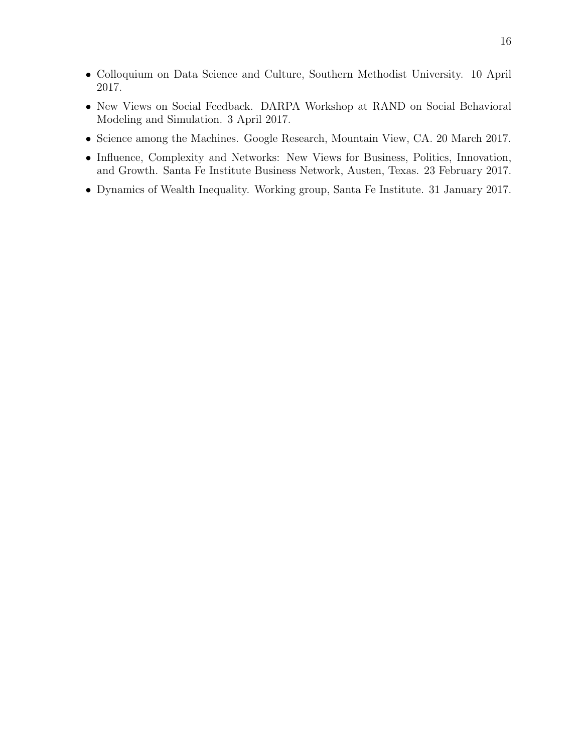- Colloquium on Data Science and Culture, Southern Methodist University. 10 April 2017.
- New Views on Social Feedback. DARPA Workshop at RAND on Social Behavioral Modeling and Simulation. 3 April 2017.
- Science among the Machines. Google Research, Mountain View, CA. 20 March 2017.
- Influence, Complexity and Networks: New Views for Business, Politics, Innovation, and Growth. Santa Fe Institute Business Network, Austen, Texas. 23 February 2017.
- Dynamics of Wealth Inequality. Working group, Santa Fe Institute. 31 January 2017.